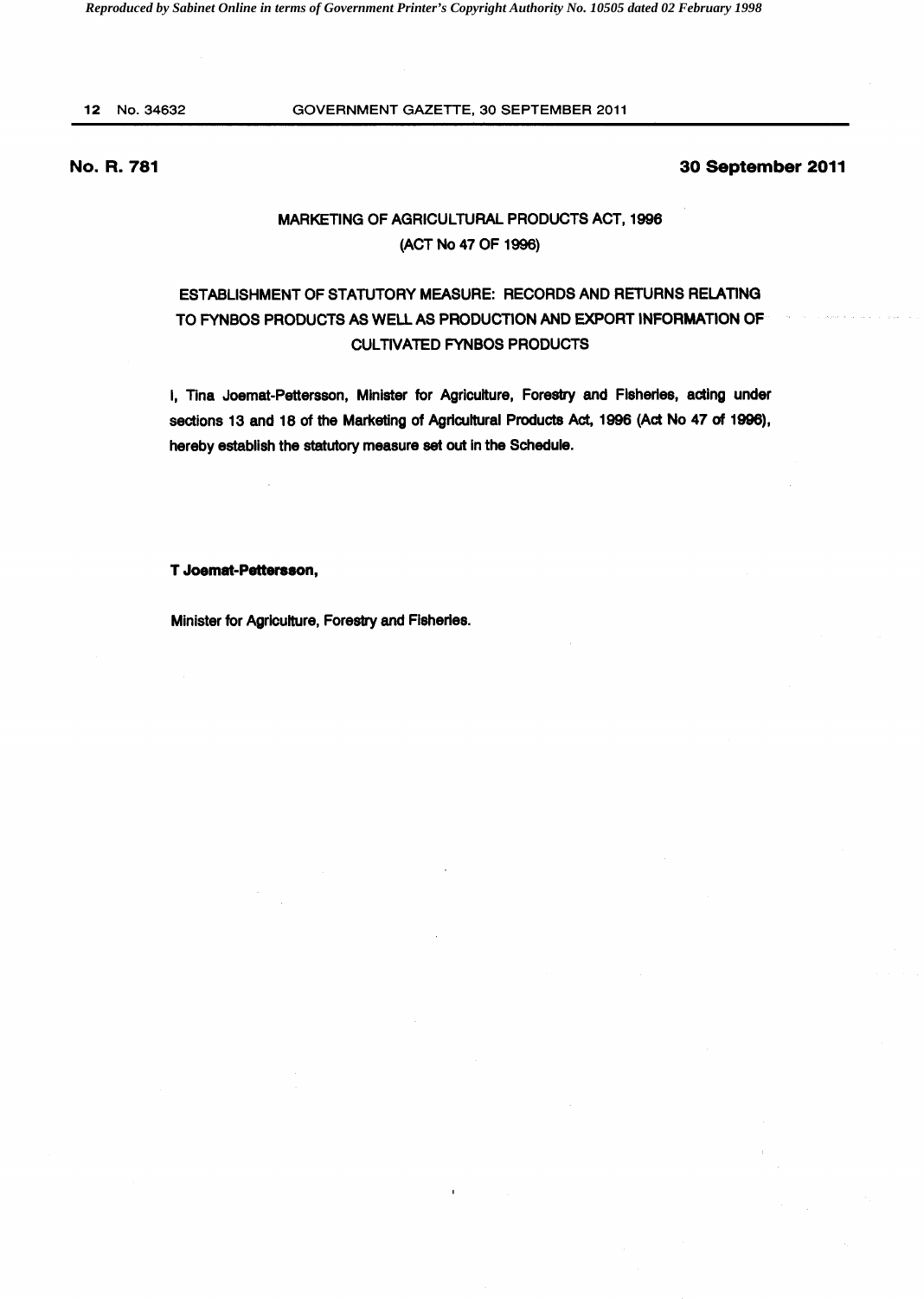**No. R. 781** **30 September 2011**

MARKETING OF AGRICULTURAL PRODUCTS ACT, 1996
(ACT No 47 OF 1996)

# ESTABLISHMENT OF STATUTORY MEASURE: RECORDS AND RETURNS RELATING TO FYNBOS PRODUCTS AS WELL AS PRODUCTION AND EXPORT INFORMATION OF CULTIVATED FYNBOS PRODUCTS

**I, Tina Joemat-Pettersson, Minister for Agriculture, Forestry and Fisheries, acting under sections 13 and 18 of the Marketing of Agricultural Products Act, 1996 (Act No 47 of 1996), hereby establish the statutory measure set out in the Schedule.**

**T Joemat-Pettersson,**

Minister for Agriculture, Forestry and Fisheries.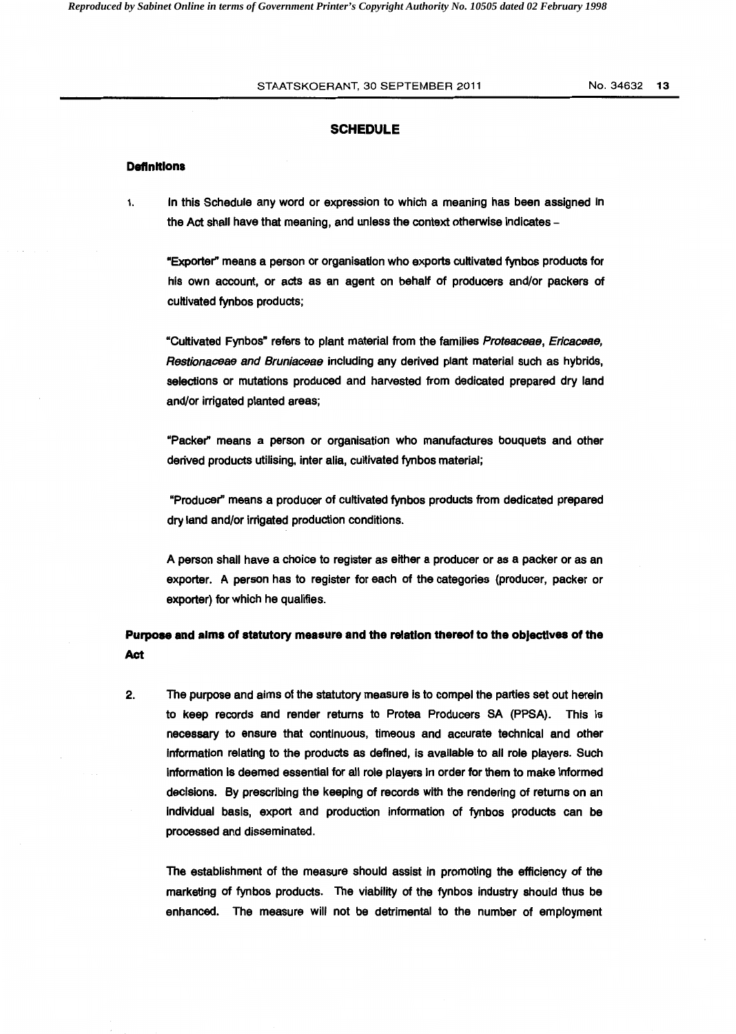## SCHEDULE

### Definitions

1. In this Schedule any word or expression to which a meaning has been assigned in the Act shall have that meaning, and unless the context otherwise indicates –

   "Exporter" means a person or organisation who exports cultivated fynbos products for his own account, or acts as an agent on behalf of producers and/or packers of cultivated fynbos products;

   "Cultivated Fynbos" refers to plant material from the families *Proteaceae, Ericaceae, Restionaceae and Bruniaceae* including any derived plant material such as hybrids, selections or mutations produced and harvested from dedicated prepared dry land and/or irrigated planted areas;

   "Packer" means a person or organisation who manufactures bouquets and other derived products utilising, inter alia, cultivated fynbos material;

   "Producer" means a producer of cultivated fynbos products from dedicated prepared dry land and/or irrigated production conditions.

   A person shall have a choice to register as either a producer or as a packer or as an exporter. A person has to register for each of the categories (producer, packer or exporter) for which he qualifies.

### Purpose and aims of statutory measure and the relation thereof to the objectives of the Act

2. The purpose and aims of the statutory measure is to compel the parties set out herein to keep records and render returns to Protea Producers SA (PPSA). This is necessary to ensure that continuous, timeous and accurate technical and other information relating to the products as defined, is available to all role players. Such information is deemed essential for all role players in order for them to make informed decisions. By prescribing the keeping of records with the rendering of returns on an individual basis, export and production information of fynbos products can be processed and disseminated.

   The establishment of the measure should assist in promoting the efficiency of the marketing of fynbos products. The viability of the fynbos industry should thus be enhanced. The measure will not be detrimental to the number of employment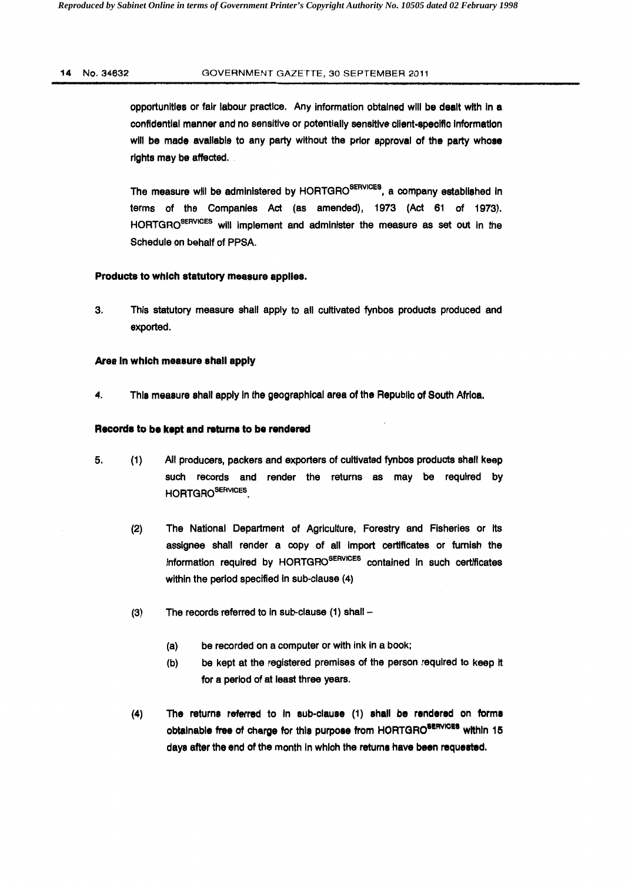opportunities or fair labour practice. Any information obtained will be dealt with in a confidential manner and no sensitive or potentially sensitive client-specific information will be made available to any party without the prior approval of the party whose rights may be affected.

The measure will be administered by HORTGRO[SERVICES], a company established in terms of the Companies Act (as amended), 1973 (Act 61 of 1973). HORTGRO[SERVICES] will implement and administer the measure as set out in the Schedule on behalf of PPSA.

**Products to which statutory measure applies.**

3. This statutory measure shall apply to all cultivated fynbos products produced and exported.

**Area in which measure shall apply**

4. This measure shall apply in the geographical area of the Republic of South Africa.

**Records to be kept and returns to be rendered**

5. (1) All producers, packers and exporters of cultivated fynbos products shall keep such records and render the returns as may be required by HORTGRO[SERVICES].

   (2) The National Department of Agriculture, Forestry and Fisheries or its assignee shall render a copy of all import certificates or furnish the information required by HORTGRO[SERVICES] contained in such certificates within the period specified in sub-clause (4)

   (3) The records referred to in sub-clause (1) shall –

      (a) be recorded on a computer or with ink in a book;

      (b) be kept at the registered premises of the person required to keep it for a period of at least three years.

   (4) The returns referred to in sub-clause (1) shall be rendered on forms obtainable free of charge for this purpose from HORTGRO[SERVICES] within 15 days after the end of the month in which the returns have been requested.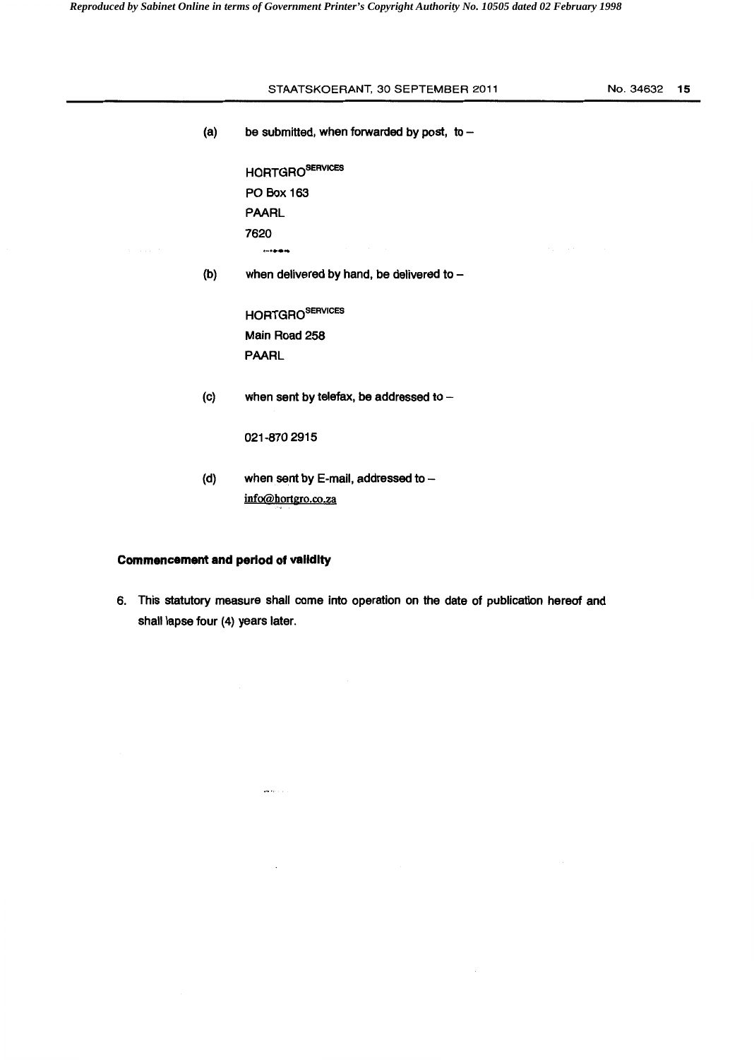(a) be submitted, when forwarded by post, to –

HORTGRO[SERVICES]
PO Box 163
PAARL
7620

(b) when delivered by hand, be delivered to –

HORTGRO[SERVICES]
Main Road 258
PAARL

(c) when sent by telefax, be addressed to –

021-870 2915

(d) when sent by E-mail, addressed to –
info@hortgro.co.za

**Commencement and period of validity**

6. This statutory measure shall come into operation on the date of publication hereof and shall lapse four (4) years later.